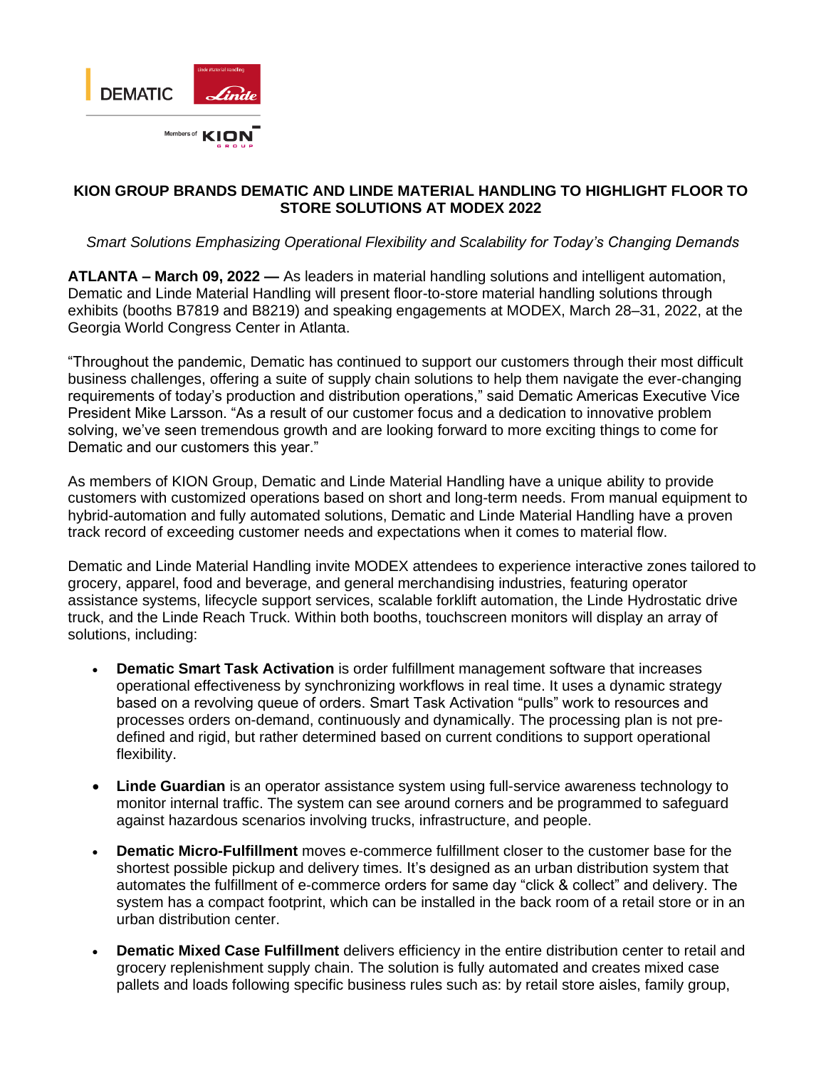# KION GROUP BRANDS DEMATIC AND LINDE MATERIAL HANDLING TO HIGHLIGHT FLOOR TO STORE SOLUTIONS AT MODEX 2022

*Smart Solutions Emphasizing Operational Flexibility and Scalability for Today's Changing Demands*

**ATLANTA – March 09, 2022 —** As leaders in material handling solutions and intelligent automation, Dematic and Linde Material Handling will present floor-to-store material handling solutions through exhibits (booths B7819 and B8219) and speaking engagements at MODEX, March 28–31, 2022, at the Georgia World Congress Center in Atlanta.

"Throughout the pandemic, Dematic has continued to support our customers through their most difficult business challenges, offering a suite of supply chain solutions to help them navigate the ever-changing requirements of today's production and distribution operations," said Dematic Americas Executive Vice President Mike Larsson. "As a result of our customer focus and a dedication to innovative problem solving, we've seen tremendous growth and are looking forward to more exciting things to come for Dematic and our customers this year."

As members of KION Group, Dematic and Linde Material Handling have a unique ability to provide customers with customized operations based on short and long-term needs. From manual equipment to hybrid-automation and fully automated solutions, Dematic and Linde Material Handling have a proven track record of exceeding customer needs and expectations when it comes to material flow.

Dematic and Linde Material Handling invite MODEX attendees to experience interactive zones tailored to grocery, apparel, food and beverage, and general merchandising industries, featuring operator assistance systems, lifecycle support services, scalable forklift automation, the Linde Hydrostatic drive truck, and the Linde Reach Truck. Within both booths, touchscreen monitors will display an array of solutions, including:

- **Dematic Smart Task Activation** is order fulfillment management software that increases operational effectiveness by synchronizing workflows in real time. It uses a dynamic strategy based on a revolving queue of orders. Smart Task Activation "pulls" work to resources and processes orders on-demand, continuously and dynamically. The processing plan is not pre-defined and rigid, but rather determined based on current conditions to support operational flexibility.

- **Linde Guardian** is an operator assistance system using full-service awareness technology to monitor internal traffic. The system can see around corners and be programmed to safeguard against hazardous scenarios involving trucks, infrastructure, and people.

- **Dematic Micro-Fulfillment** moves e-commerce fulfillment closer to the customer base for the shortest possible pickup and delivery times. It's designed as an urban distribution system that automates the fulfillment of e-commerce orders for same day "click & collect" and delivery. The system has a compact footprint, which can be installed in the back room of a retail store or in an urban distribution center.

- **Dematic Mixed Case Fulfillment** delivers efficiency in the entire distribution center to retail and grocery replenishment supply chain. The solution is fully automated and creates mixed case pallets and loads following specific business rules such as: by retail store aisles, family group,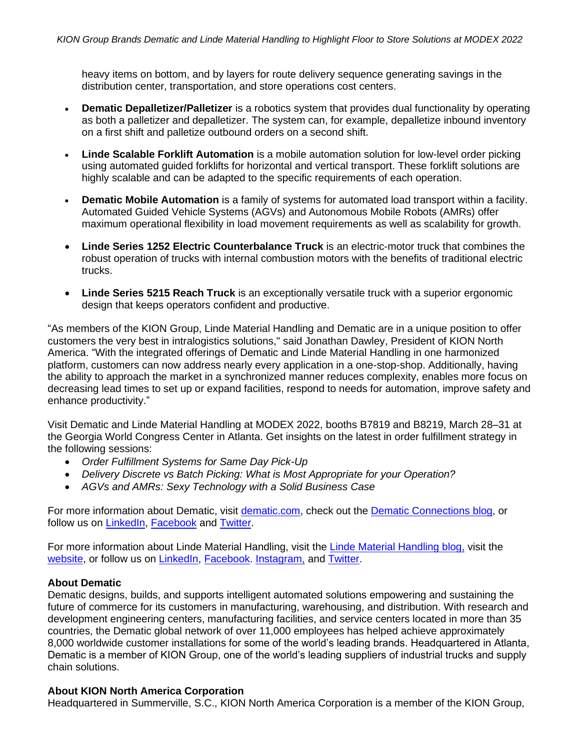heavy items on bottom, and by layers for route delivery sequence generating savings in the distribution center, transportation, and store operations cost centers.

- **Dematic Depalletizer/Palletizer** is a robotics system that provides dual functionality by operating as both a palletizer and depalletizer. The system can, for example, depalletize inbound inventory on a first shift and palletize outbound orders on a second shift.
- **Linde Scalable Forklift Automation** is a mobile automation solution for low-level order picking using automated guided forklifts for horizontal and vertical transport. These forklift solutions are highly scalable and can be adapted to the specific requirements of each operation.
- **Dematic Mobile Automation** is a family of systems for automated load transport within a facility. Automated Guided Vehicle Systems (AGVs) and Autonomous Mobile Robots (AMRs) offer maximum operational flexibility in load movement requirements as well as scalability for growth.
- **Linde Series 1252 Electric Counterbalance Truck** is an electric-motor truck that combines the robust operation of trucks with internal combustion motors with the benefits of traditional electric trucks.
- **Linde Series 5215 Reach Truck** is an exceptionally versatile truck with a superior ergonomic design that keeps operators confident and productive.

"As members of the KION Group, Linde Material Handling and Dematic are in a unique position to offer customers the very best in intralogistics solutions," said Jonathan Dawley, President of KION North America. "With the integrated offerings of Dematic and Linde Material Handling in one harmonized platform, customers can now address nearly every application in a one-stop-shop. Additionally, having the ability to approach the market in a synchronized manner reduces complexity, enables more focus on decreasing lead times to set up or expand facilities, respond to needs for automation, improve safety and enhance productivity."

Visit Dematic and Linde Material Handling at MODEX 2022, booths B7819 and B8219, March 28–31 at the Georgia World Congress Center in Atlanta. Get insights on the latest in order fulfillment strategy in the following sessions:

- *Order Fulfillment Systems for Same Day Pick-Up*
- *Delivery Discrete vs Batch Picking: What is Most Appropriate for your Operation?*
- *AGVs and AMRs: Sexy Technology with a Solid Business Case*

For more information about Dematic, visit dematic.com, check out the Dematic Connections blog, or follow us on LinkedIn, Facebook and Twitter.

For more information about Linde Material Handling, visit the Linde Material Handling blog, visit the website, or follow us on LinkedIn, Facebook. Instagram, and Twitter.

**About Dematic**
Dematic designs, builds, and supports intelligent automated solutions empowering and sustaining the future of commerce for its customers in manufacturing, warehousing, and distribution. With research and development engineering centers, manufacturing facilities, and service centers located in more than 35 countries, the Dematic global network of over 11,000 employees has helped achieve approximately 8,000 worldwide customer installations for some of the world's leading brands. Headquartered in Atlanta, Dematic is a member of KION Group, one of the world's leading suppliers of industrial trucks and supply chain solutions.

**About KION North America Corporation**
Headquartered in Summerville, S.C., KION North America Corporation is a member of the KION Group,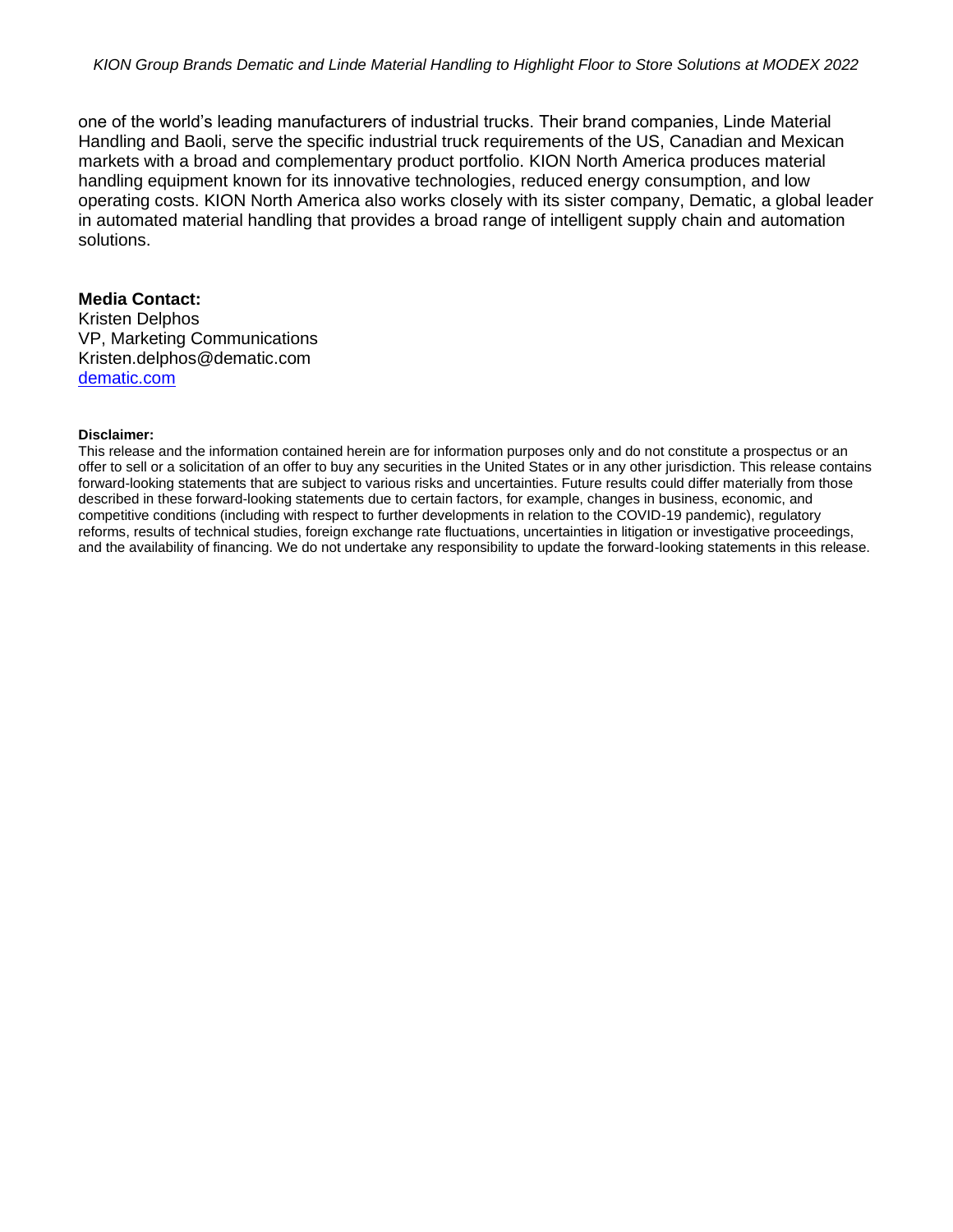one of the world's leading manufacturers of industrial trucks. Their brand companies, Linde Material Handling and Baoli, serve the specific industrial truck requirements of the US, Canadian and Mexican markets with a broad and complementary product portfolio. KION North America produces material handling equipment known for its innovative technologies, reduced energy consumption, and low operating costs. KION North America also works closely with its sister company, Dematic, a global leader in automated material handling that provides a broad range of intelligent supply chain and automation solutions.

**Media Contact:**
Kristen Delphos
VP, Marketing Communications
Kristen.delphos@dematic.com
[dematic.com](dematic.com)

**Disclaimer:**
This release and the information contained herein are for information purposes only and do not constitute a prospectus or an offer to sell or a solicitation of an offer to buy any securities in the United States or in any other jurisdiction. This release contains forward-looking statements that are subject to various risks and uncertainties. Future results could differ materially from those described in these forward-looking statements due to certain factors, for example, changes in business, economic, and competitive conditions (including with respect to further developments in relation to the COVID-19 pandemic), regulatory reforms, results of technical studies, foreign exchange rate fluctuations, uncertainties in litigation or investigative proceedings, and the availability of financing. We do not undertake any responsibility to update the forward-looking statements in this release.